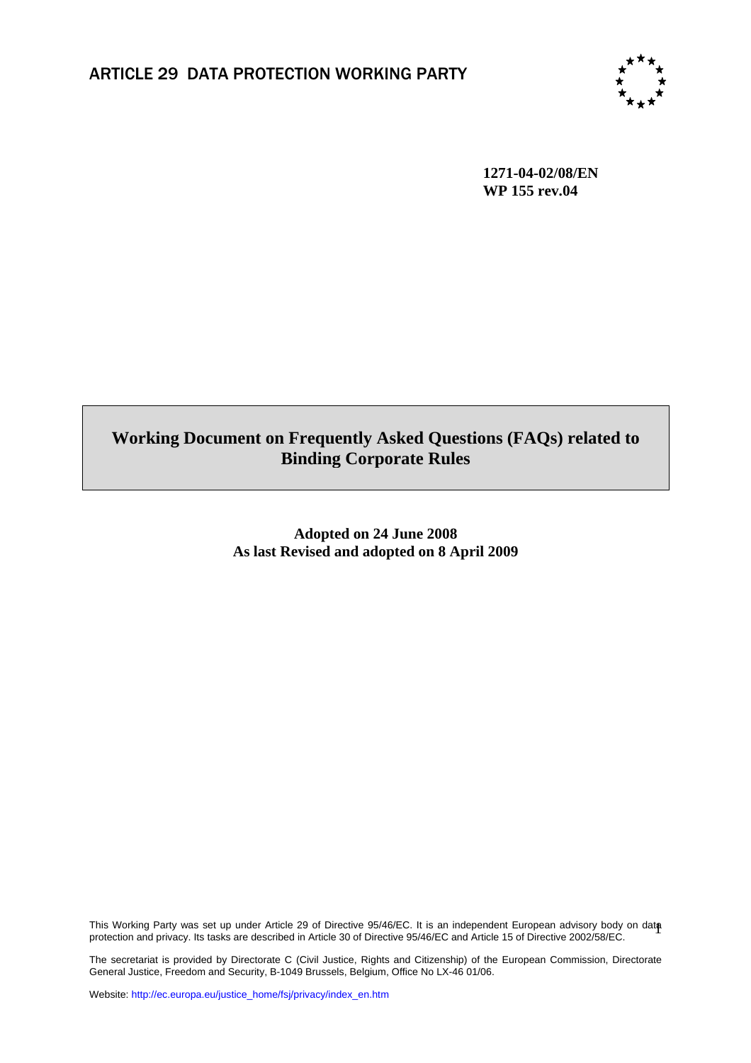# ARTICLE 29 DATA PROTECTION WORKING PARTY

**1271-04-02/08/EN**
**WP 155 rev.04**

## Working Document on Frequently Asked Questions (FAQs) related to Binding Corporate Rules

**Adopted on 24 June 2008**
**As last Revised and adopted on 8 April 2009**

This Working Party was set up under Article 29 of Directive 95/46/EC. It is an independent European advisory body on data protection and privacy. Its tasks are described in Article 30 of Directive 95/46/EC and Article 15 of Directive 2002/58/EC.

The secretariat is provided by Directorate C (Civil Justice, Rights and Citizenship) of the European Commission, Directorate General Justice, Freedom and Security, B-1049 Brussels, Belgium, Office No LX-46 01/06.

Website: http://ec.europa.eu/justice_home/fsj/privacy/index_en.htm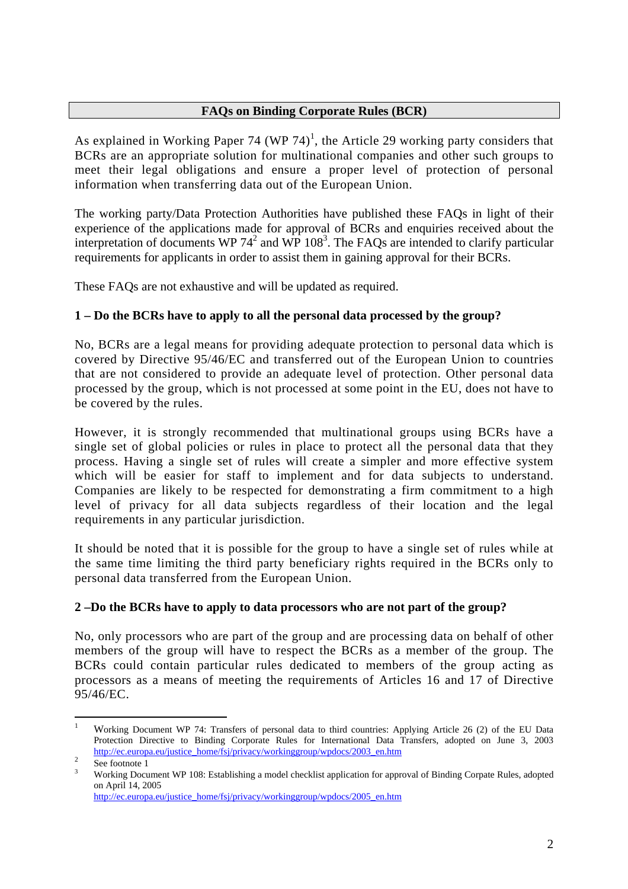## FAQs on Binding Corporate Rules (BCR)

As explained in Working Paper 74 (WP 74)[1], the Article 29 working party considers that BCRs are an appropriate solution for multinational companies and other such groups to meet their legal obligations and ensure a proper level of protection of personal information when transferring data out of the European Union.

The working party/Data Protection Authorities have published these FAQs in light of their experience of the applications made for approval of BCRs and enquiries received about the interpretation of documents WP 74[2] and WP 108[3]. The FAQs are intended to clarify particular requirements for applicants in order to assist them in gaining approval for their BCRs.

These FAQs are not exhaustive and will be updated as required.

**1 – Do the BCRs have to apply to all the personal data processed by the group?**

No, BCRs are a legal means for providing adequate protection to personal data which is covered by Directive 95/46/EC and transferred out of the European Union to countries that are not considered to provide an adequate level of protection. Other personal data processed by the group, which is not processed at some point in the EU, does not have to be covered by the rules.

However, it is strongly recommended that multinational groups using BCRs have a single set of global policies or rules in place to protect all the personal data that they process. Having a single set of rules will create a simpler and more effective system which will be easier for staff to implement and for data subjects to understand. Companies are likely to be respected for demonstrating a firm commitment to a high level of privacy for all data subjects regardless of their location and the legal requirements in any particular jurisdiction.

It should be noted that it is possible for the group to have a single set of rules while at the same time limiting the third party beneficiary rights required in the BCRs only to personal data transferred from the European Union.

**2 –Do the BCRs have to apply to data processors who are not part of the group?**

No, only processors who are part of the group and are processing data on behalf of other members of the group will have to respect the BCRs as a member of the group. The BCRs could contain particular rules dedicated to members of the group acting as processors as a means of meeting the requirements of Articles 16 and 17 of Directive 95/46/EC.

---

[1] Working Document WP 74: Transfers of personal data to third countries: Applying Article 26 (2) of the EU Data Protection Directive to Binding Corporate Rules for International Data Transfers, adopted on June 3, 2003 http://ec.europa.eu/justice_home/fsj/privacy/workinggroup/wpdocs/2003_en.htm

[2] See footnote 1

[3] Working Document WP 108: Establishing a model checklist application for approval of Binding Corpate Rules, adopted on April 14, 2005 http://ec.europa.eu/justice_home/fsj/privacy/workinggroup/wpdocs/2005_en.htm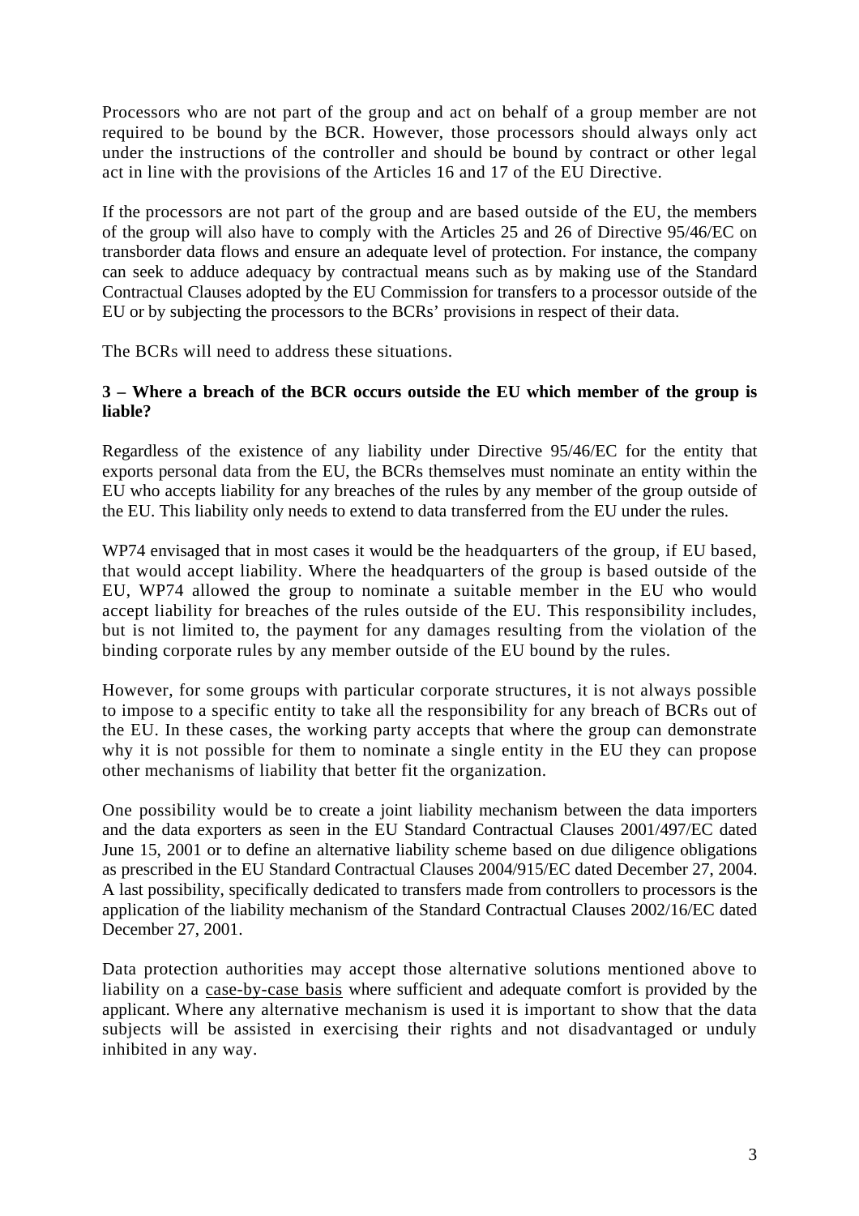Processors who are not part of the group and act on behalf of a group member are not required to be bound by the BCR. However, those processors should always only act under the instructions of the controller and should be bound by contract or other legal act in line with the provisions of the Articles 16 and 17 of the EU Directive.

If the processors are not part of the group and are based outside of the EU, the members of the group will also have to comply with the Articles 25 and 26 of Directive 95/46/EC on transborder data flows and ensure an adequate level of protection. For instance, the company can seek to adduce adequacy by contractual means such as by making use of the Standard Contractual Clauses adopted by the EU Commission for transfers to a processor outside of the EU or by subjecting the processors to the BCRs' provisions in respect of their data.

The BCRs will need to address these situations.

### 3 – Where a breach of the BCR occurs outside the EU which member of the group is liable?

Regardless of the existence of any liability under Directive 95/46/EC for the entity that exports personal data from the EU, the BCRs themselves must nominate an entity within the EU who accepts liability for any breaches of the rules by any member of the group outside of the EU. This liability only needs to extend to data transferred from the EU under the rules.

WP74 envisaged that in most cases it would be the headquarters of the group, if EU based, that would accept liability. Where the headquarters of the group is based outside of the EU, WP74 allowed the group to nominate a suitable member in the EU who would accept liability for breaches of the rules outside of the EU. This responsibility includes, but is not limited to, the payment for any damages resulting from the violation of the binding corporate rules by any member outside of the EU bound by the rules.

However, for some groups with particular corporate structures, it is not always possible to impose to a specific entity to take all the responsibility for any breach of BCRs out of the EU. In these cases, the working party accepts that where the group can demonstrate why it is not possible for them to nominate a single entity in the EU they can propose other mechanisms of liability that better fit the organization.

One possibility would be to create a joint liability mechanism between the data importers and the data exporters as seen in the EU Standard Contractual Clauses 2001/497/EC dated June 15, 2001 or to define an alternative liability scheme based on due diligence obligations as prescribed in the EU Standard Contractual Clauses 2004/915/EC dated December 27, 2004. A last possibility, specifically dedicated to transfers made from controllers to processors is the application of the liability mechanism of the Standard Contractual Clauses 2002/16/EC dated December 27, 2001.

Data protection authorities may accept those alternative solutions mentioned above to liability on a case-by-case basis where sufficient and adequate comfort is provided by the applicant. Where any alternative mechanism is used it is important to show that the data subjects will be assisted in exercising their rights and not disadvantaged or unduly inhibited in any way.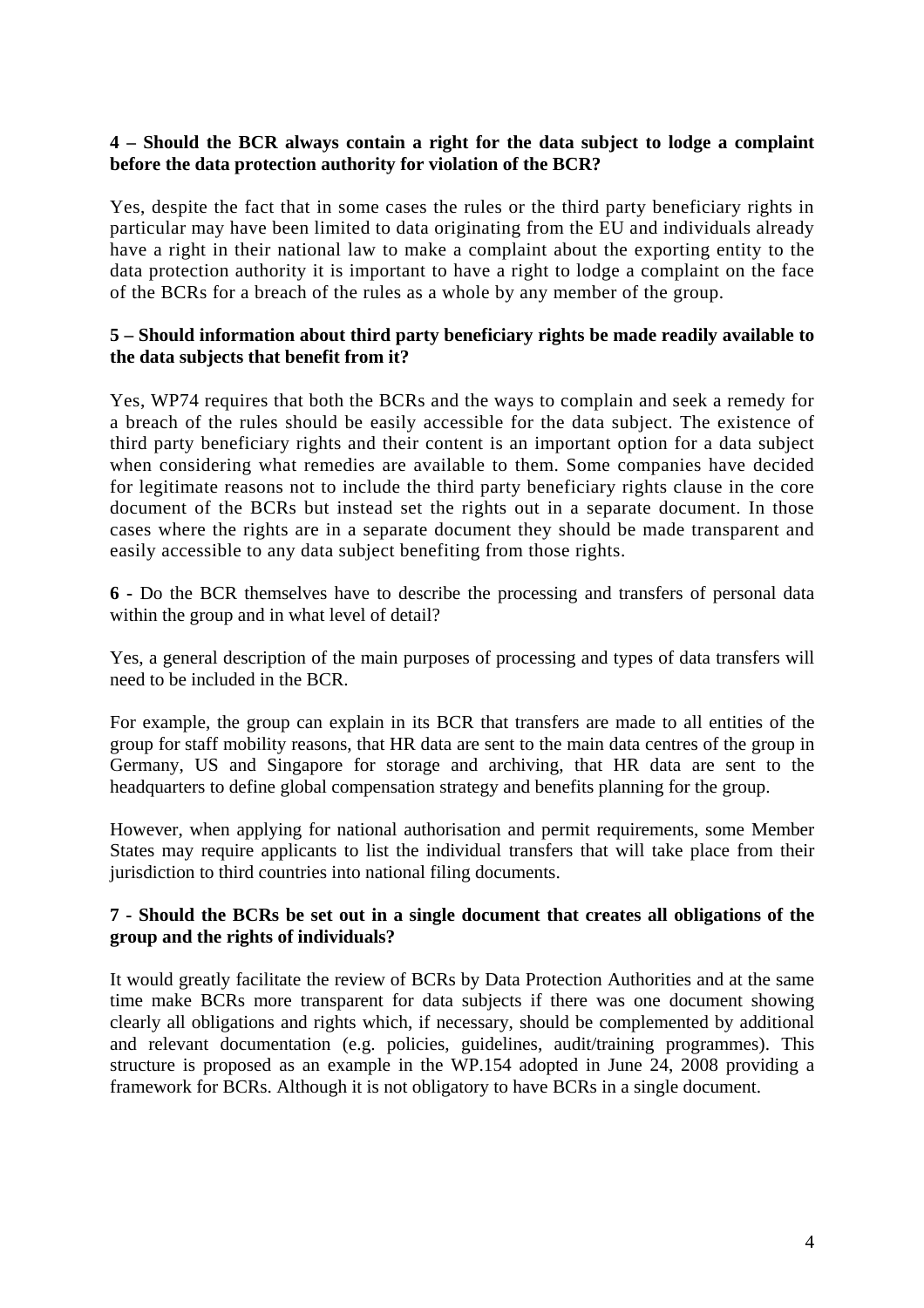**4 – Should the BCR always contain a right for the data subject to lodge a complaint before the data protection authority for violation of the BCR?**

Yes, despite the fact that in some cases the rules or the third party beneficiary rights in particular may have been limited to data originating from the EU and individuals already have a right in their national law to make a complaint about the exporting entity to the data protection authority it is important to have a right to lodge a complaint on the face of the BCRs for a breach of the rules as a whole by any member of the group.

**5 – Should information about third party beneficiary rights be made readily available to the data subjects that benefit from it?**

Yes, WP74 requires that both the BCRs and the ways to complain and seek a remedy for a breach of the rules should be easily accessible for the data subject. The existence of third party beneficiary rights and their content is an important option for a data subject when considering what remedies are available to them. Some companies have decided for legitimate reasons not to include the third party beneficiary rights clause in the core document of the BCRs but instead set the rights out in a separate document. In those cases where the rights are in a separate document they should be made transparent and easily accessible to any data subject benefiting from those rights.

**6 -** Do the BCR themselves have to describe the processing and transfers of personal data within the group and in what level of detail?

Yes, a general description of the main purposes of processing and types of data transfers will need to be included in the BCR.

For example, the group can explain in its BCR that transfers are made to all entities of the group for staff mobility reasons, that HR data are sent to the main data centres of the group in Germany, US and Singapore for storage and archiving, that HR data are sent to the headquarters to define global compensation strategy and benefits planning for the group.

However, when applying for national authorisation and permit requirements, some Member States may require applicants to list the individual transfers that will take place from their jurisdiction to third countries into national filing documents.

**7 - Should the BCRs be set out in a single document that creates all obligations of the group and the rights of individuals?**

It would greatly facilitate the review of BCRs by Data Protection Authorities and at the same time make BCRs more transparent for data subjects if there was one document showing clearly all obligations and rights which, if necessary, should be complemented by additional and relevant documentation (e.g. policies, guidelines, audit/training programmes). This structure is proposed as an example in the WP.154 adopted in June 24, 2008 providing a framework for BCRs. Although it is not obligatory to have BCRs in a single document.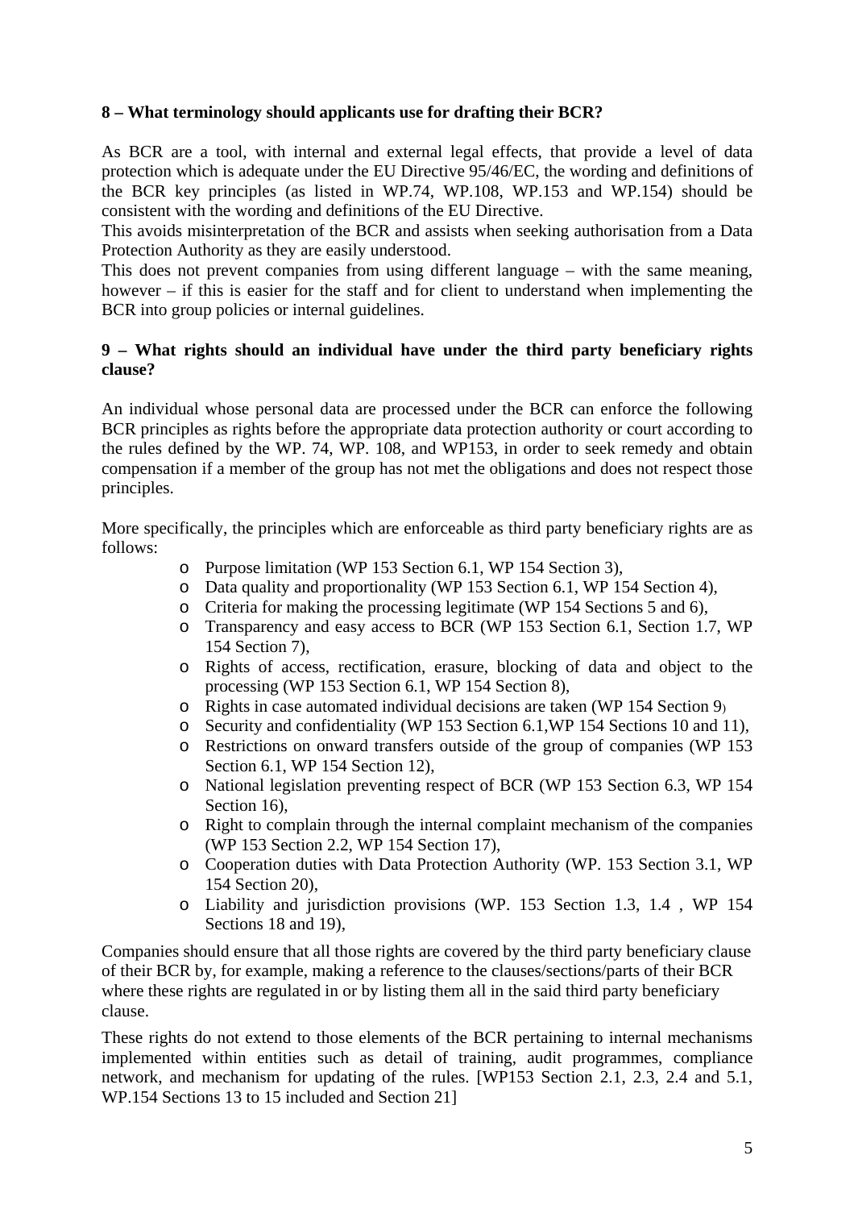**8 – What terminology should applicants use for drafting their BCR?**

As BCR are a tool, with internal and external legal effects, that provide a level of data protection which is adequate under the EU Directive 95/46/EC, the wording and definitions of the BCR key principles (as listed in WP.74, WP.108, WP.153 and WP.154) should be consistent with the wording and definitions of the EU Directive.

This avoids misinterpretation of the BCR and assists when seeking authorisation from a Data Protection Authority as they are easily understood.

This does not prevent companies from using different language – with the same meaning, however – if this is easier for the staff and for client to understand when implementing the BCR into group policies or internal guidelines.

**9 – What rights should an individual have under the third party beneficiary rights clause?**

An individual whose personal data are processed under the BCR can enforce the following BCR principles as rights before the appropriate data protection authority or court according to the rules defined by the WP. 74, WP. 108, and WP153, in order to seek remedy and obtain compensation if a member of the group has not met the obligations and does not respect those principles.

More specifically, the principles which are enforceable as third party beneficiary rights are as follows:

- Purpose limitation (WP 153 Section 6.1, WP 154 Section 3),
- Data quality and proportionality (WP 153 Section 6.1, WP 154 Section 4),
- Criteria for making the processing legitimate (WP 154 Sections 5 and 6),
- Transparency and easy access to BCR (WP 153 Section 6.1, Section 1.7, WP 154 Section 7),
- Rights of access, rectification, erasure, blocking of data and object to the processing (WP 153 Section 6.1, WP 154 Section 8),
- Rights in case automated individual decisions are taken (WP 154 Section 9)
- Security and confidentiality (WP 153 Section 6.1,WP 154 Sections 10 and 11),
- Restrictions on onward transfers outside of the group of companies (WP 153 Section 6.1, WP 154 Section 12),
- National legislation preventing respect of BCR (WP 153 Section 6.3, WP 154 Section 16),
- Right to complain through the internal complaint mechanism of the companies (WP 153 Section 2.2, WP 154 Section 17),
- Cooperation duties with Data Protection Authority (WP. 153 Section 3.1, WP 154 Section 20),
- Liability and jurisdiction provisions (WP. 153 Section 1.3, 1.4 , WP 154 Sections 18 and 19),

Companies should ensure that all those rights are covered by the third party beneficiary clause of their BCR by, for example, making a reference to the clauses/sections/parts of their BCR where these rights are regulated in or by listing them all in the said third party beneficiary clause.

These rights do not extend to those elements of the BCR pertaining to internal mechanisms implemented within entities such as detail of training, audit programmes, compliance network, and mechanism for updating of the rules. [WP153 Section 2.1, 2.3, 2.4 and 5.1, WP.154 Sections 13 to 15 included and Section 21]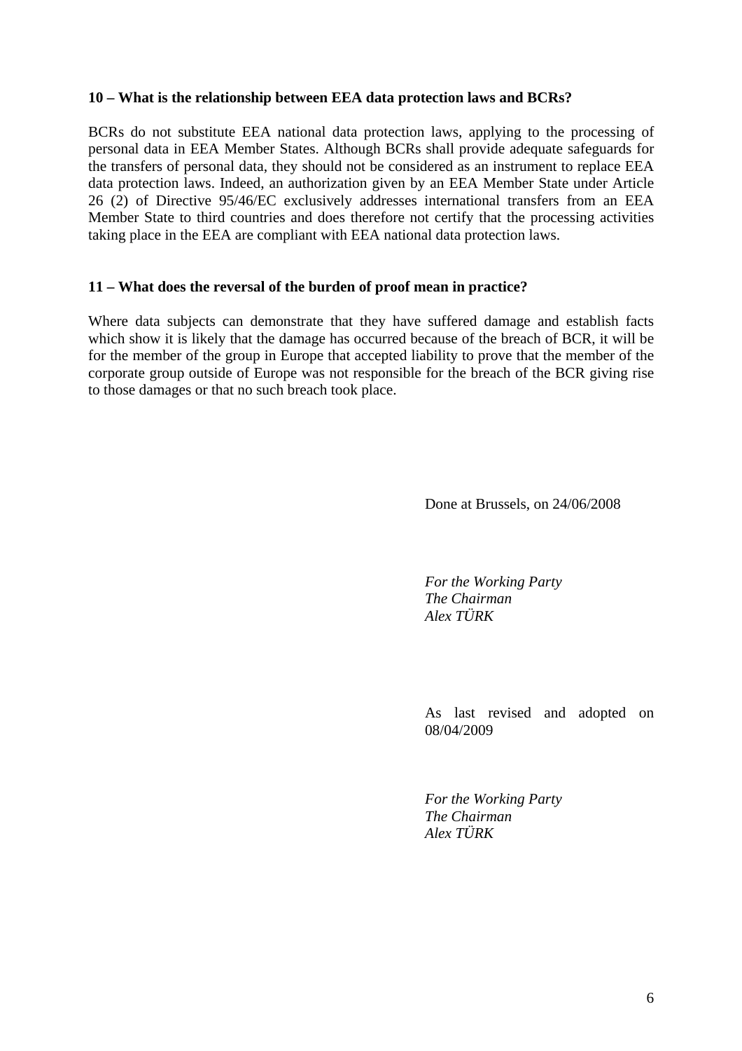**10 – What is the relationship between EEA data protection laws and BCRs?**

BCRs do not substitute EEA national data protection laws, applying to the processing of personal data in EEA Member States. Although BCRs shall provide adequate safeguards for the transfers of personal data, they should not be considered as an instrument to replace EEA data protection laws. Indeed, an authorization given by an EEA Member State under Article 26 (2) of Directive 95/46/EC exclusively addresses international transfers from an EEA Member State to third countries and does therefore not certify that the processing activities taking place in the EEA are compliant with EEA national data protection laws.

**11 – What does the reversal of the burden of proof mean in practice?**

Where data subjects can demonstrate that they have suffered damage and establish facts which show it is likely that the damage has occurred because of the breach of BCR, it will be for the member of the group in Europe that accepted liability to prove that the member of the corporate group outside of Europe was not responsible for the breach of the BCR giving rise to those damages or that no such breach took place.

Done at Brussels, on 24/06/2008

*For the Working Party*
*The Chairman*
*Alex TÜRK*

As last revised and adopted on 08/04/2009

*For the Working Party*
*The Chairman*
*Alex TÜRK*